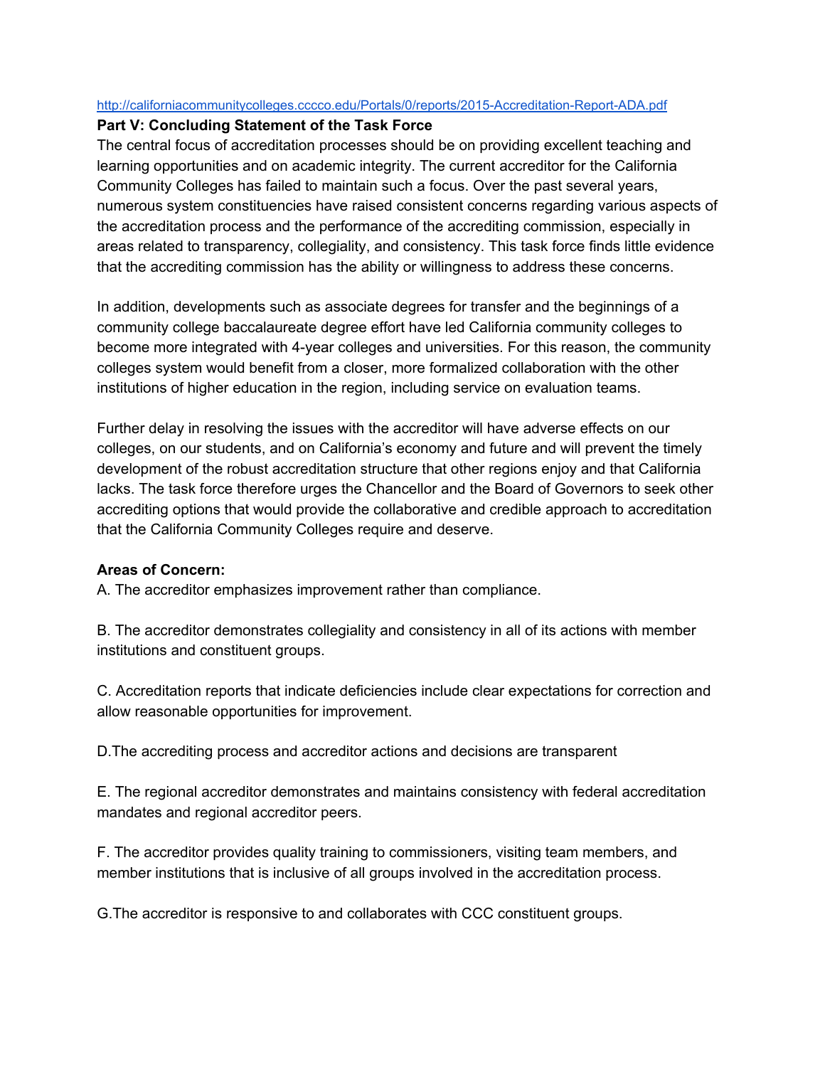http://californiacommunitycolleges.cccco.edu/Portals/0/reports/2015-Accreditation-Report-ADA.pdf

**Part V: Concluding Statement of the Task Force**

The central focus of accreditation processes should be on providing excellent teaching and learning opportunities and on academic integrity. The current accreditor for the California Community Colleges has failed to maintain such a focus. Over the past several years, numerous system constituencies have raised consistent concerns regarding various aspects of the accreditation process and the performance of the accrediting commission, especially in areas related to transparency, collegiality, and consistency. This task force finds little evidence that the accrediting commission has the ability or willingness to address these concerns.

In addition, developments such as associate degrees for transfer and the beginnings of a community college baccalaureate degree effort have led California community colleges to become more integrated with 4-year colleges and universities. For this reason, the community colleges system would benefit from a closer, more formalized collaboration with the other institutions of higher education in the region, including service on evaluation teams.

Further delay in resolving the issues with the accreditor will have adverse effects on our colleges, on our students, and on California's economy and future and will prevent the timely development of the robust accreditation structure that other regions enjoy and that California lacks. The task force therefore urges the Chancellor and the Board of Governors to seek other accrediting options that would provide the collaborative and credible approach to accreditation that the California Community Colleges require and deserve.

**Areas of Concern:**

A. The accreditor emphasizes improvement rather than compliance.

B. The accreditor demonstrates collegiality and consistency in all of its actions with member institutions and constituent groups.

C. Accreditation reports that indicate deficiencies include clear expectations for correction and allow reasonable opportunities for improvement.

D.The accrediting process and accreditor actions and decisions are transparent

E. The regional accreditor demonstrates and maintains consistency with federal accreditation mandates and regional accreditor peers.

F. The accreditor provides quality training to commissioners, visiting team members, and member institutions that is inclusive of all groups involved in the accreditation process.

G.The accreditor is responsive to and collaborates with CCC constituent groups.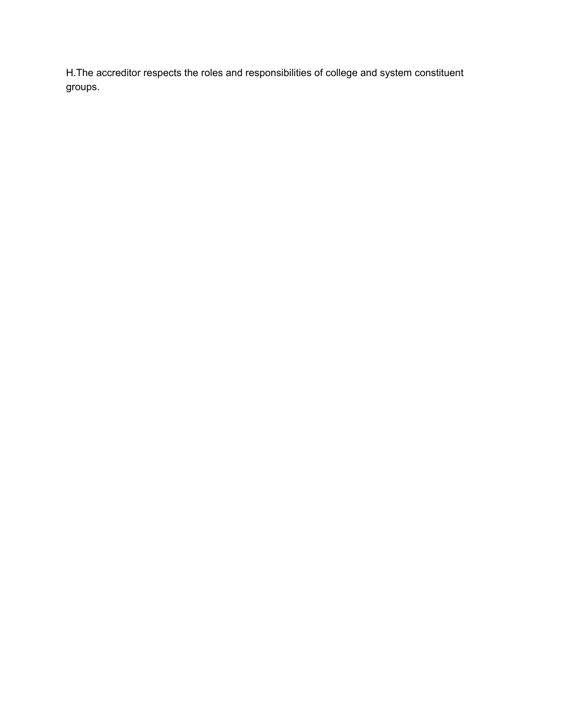H.The accreditor respects the roles and responsibilities of college and system constituent groups.